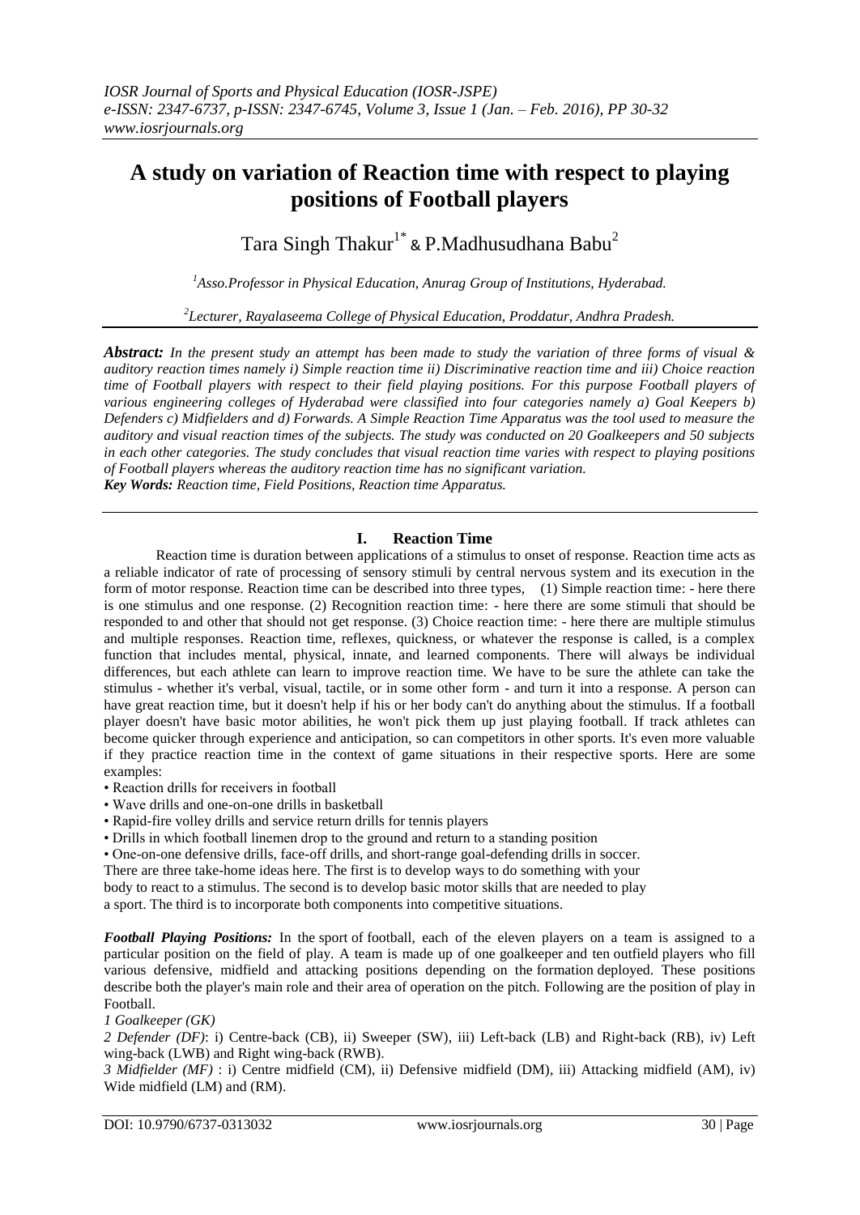# A study on variation of Reaction time with respect to playing positions of Football players

Tara Singh Thakur[1*] & P.Madhusudhana Babu[2]

[1]Asso.Professor in Physical Education, Anurag Group of Institutions, Hyderabad.

[2]Lecturer, Rayalaseema College of Physical Education, Proddatur, Andhra Pradesh.

***Abstract:*** *In the present study an attempt has been made to study the variation of three forms of visual & auditory reaction times namely i) Simple reaction time ii) Discriminative reaction time and iii) Choice reaction time of Football players with respect to their field playing positions. For this purpose Football players of various engineering colleges of Hyderabad were classified into four categories namely a) Goal Keepers b) Defenders c) Midfielders and d) Forwards. A Simple Reaction Time Apparatus was the tool used to measure the auditory and visual reaction times of the subjects. The study was conducted on 20 Goalkeepers and 50 subjects in each other categories. The study concludes that visual reaction time varies with respect to playing positions of Football players whereas the auditory reaction time has no significant variation.*

***Key Words:*** *Reaction time, Field Positions, Reaction time Apparatus.*

## I. Reaction Time

Reaction time is duration between applications of a stimulus to onset of response. Reaction time acts as a reliable indicator of rate of processing of sensory stimuli by central nervous system and its execution in the form of motor response. Reaction time can be described into three types, (1) Simple reaction time: - here there is one stimulus and one response. (2) Recognition reaction time: - here there are some stimuli that should be responded to and other that should not get response. (3) Choice reaction time: - here there are multiple stimulus and multiple responses. Reaction time, reflexes, quickness, or whatever the response is called, is a complex function that includes mental, physical, innate, and learned components. There will always be individual differences, but each athlete can learn to improve reaction time. We have to be sure the athlete can take the stimulus - whether it's verbal, visual, tactile, or in some other form - and turn it into a response. A person can have great reaction time, but it doesn't help if his or her body can't do anything about the stimulus. If a football player doesn't have basic motor abilities, he won't pick them up just playing football. If track athletes can become quicker through experience and anticipation, so can competitors in other sports. It's even more valuable if they practice reaction time in the context of game situations in their respective sports. Here are some examples:

- Reaction drills for receivers in football
- Wave drills and one-on-one drills in basketball
- Rapid-fire volley drills and service return drills for tennis players
- Drills in which football linemen drop to the ground and return to a standing position
- One-on-one defensive drills, face-off drills, and short-range goal-defending drills in soccer.

There are three take-home ideas here. The first is to develop ways to do something with your body to react to a stimulus. The second is to develop basic motor skills that are needed to play a sport. The third is to incorporate both components into competitive situations.

***Football Playing Positions:*** In the sport of football, each of the eleven players on a team is assigned to a particular position on the field of play. A team is made up of one goalkeeper and ten outfield players who fill various defensive, midfield and attacking positions depending on the formation deployed. These positions describe both the player's main role and their area of operation on the pitch. Following are the position of play in Football.

*1 Goalkeeper (GK)*

*2 Defender (DF)*: i) Centre-back (CB), ii) Sweeper (SW), iii) Left-back (LB) and Right-back (RB), iv) Left wing-back (LWB) and Right wing-back (RWB).

*3 Midfielder (MF)* : i) Centre midfield (CM), ii) Defensive midfield (DM), iii) Attacking midfield (AM), iv) Wide midfield (LM) and (RM).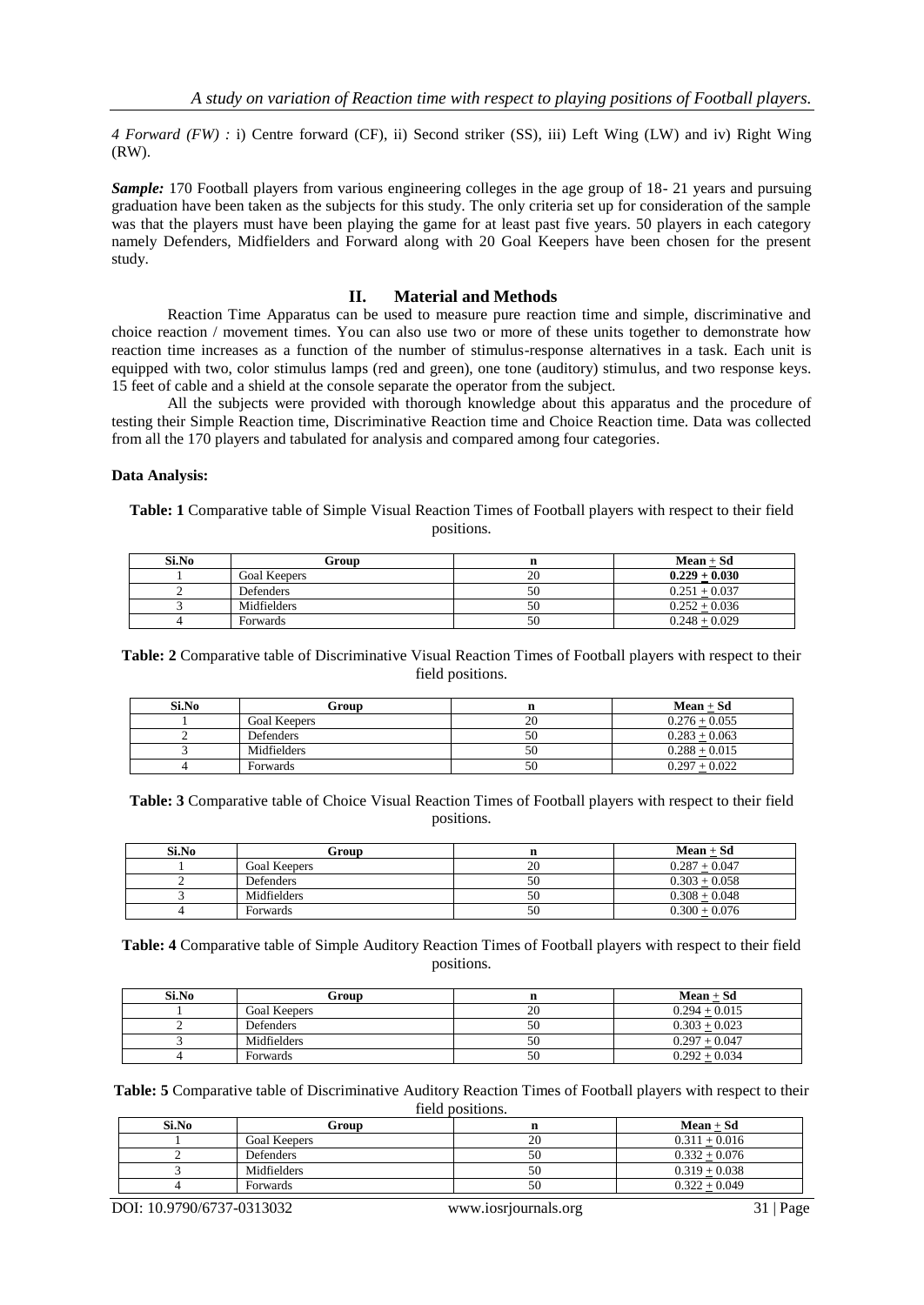*4 Forward (FW) :* i) Centre forward (CF), ii) Second striker (SS), iii) Left Wing (LW) and iv) Right Wing (RW).

***Sample:*** 170 Football players from various engineering colleges in the age group of 18- 21 years and pursuing graduation have been taken as the subjects for this study. The only criteria set up for consideration of the sample was that the players must have been playing the game for at least past five years. 50 players in each category namely Defenders, Midfielders and Forward along with 20 Goal Keepers have been chosen for the present study.

## II. Material and Methods

Reaction Time Apparatus can be used to measure pure reaction time and simple, discriminative and choice reaction / movement times. You can also use two or more of these units together to demonstrate how reaction time increases as a function of the number of stimulus-response alternatives in a task. Each unit is equipped with two, color stimulus lamps (red and green), one tone (auditory) stimulus, and two response keys. 15 feet of cable and a shield at the console separate the operator from the subject.

All the subjects were provided with thorough knowledge about this apparatus and the procedure of testing their Simple Reaction time, Discriminative Reaction time and Choice Reaction time. Data was collected from all the 170 players and tabulated for analysis and compared among four categories.

**Data Analysis:**

**Table: 1** Comparative table of Simple Visual Reaction Times of Football players with respect to their field positions.

| Si.No | Group | n | Mean ± Sd |
|---|---|---|---|
| 1 | Goal Keepers | 20 | **0.229 ± 0.030** |
| 2 | Defenders | 50 | 0.251 ± 0.037 |
| 3 | Midfielders | 50 | 0.252 ± 0.036 |
| 4 | Forwards | 50 | 0.248 ± 0.029 |

**Table: 2** Comparative table of Discriminative Visual Reaction Times of Football players with respect to their field positions.

| Si.No | Group | n | Mean ± Sd |
|---|---|---|---|
| 1 | Goal Keepers | 20 | 0.276 ± 0.055 |
| 2 | Defenders | 50 | 0.283 ± 0.063 |
| 3 | Midfielders | 50 | 0.288 ± 0.015 |
| 4 | Forwards | 50 | 0.297 ± 0.022 |

**Table: 3** Comparative table of Choice Visual Reaction Times of Football players with respect to their field positions.

| Si.No | Group | n | Mean ± Sd |
|---|---|---|---|
| 1 | Goal Keepers | 20 | 0.287 ± 0.047 |
| 2 | Defenders | 50 | 0.303 ± 0.058 |
| 3 | Midfielders | 50 | 0.308 ± 0.048 |
| 4 | Forwards | 50 | 0.300 ± 0.076 |

**Table: 4** Comparative table of Simple Auditory Reaction Times of Football players with respect to their field positions.

| Si.No | Group | n | Mean ± Sd |
|---|---|---|---|
| 1 | Goal Keepers | 20 | 0.294 ± 0.015 |
| 2 | Defenders | 50 | 0.303 ± 0.023 |
| 3 | Midfielders | 50 | 0.297 ± 0.047 |
| 4 | Forwards | 50 | 0.292 ± 0.034 |

**Table: 5** Comparative table of Discriminative Auditory Reaction Times of Football players with respect to their field positions.

| Si.No | Group | n | Mean ± Sd |
|---|---|---|---|
| 1 | Goal Keepers | 20 | 0.311 ± 0.016 |
| 2 | Defenders | 50 | 0.332 ± 0.076 |
| 3 | Midfielders | 50 | 0.319 ± 0.038 |
| 4 | Forwards | 50 | 0.322 ± 0.049 |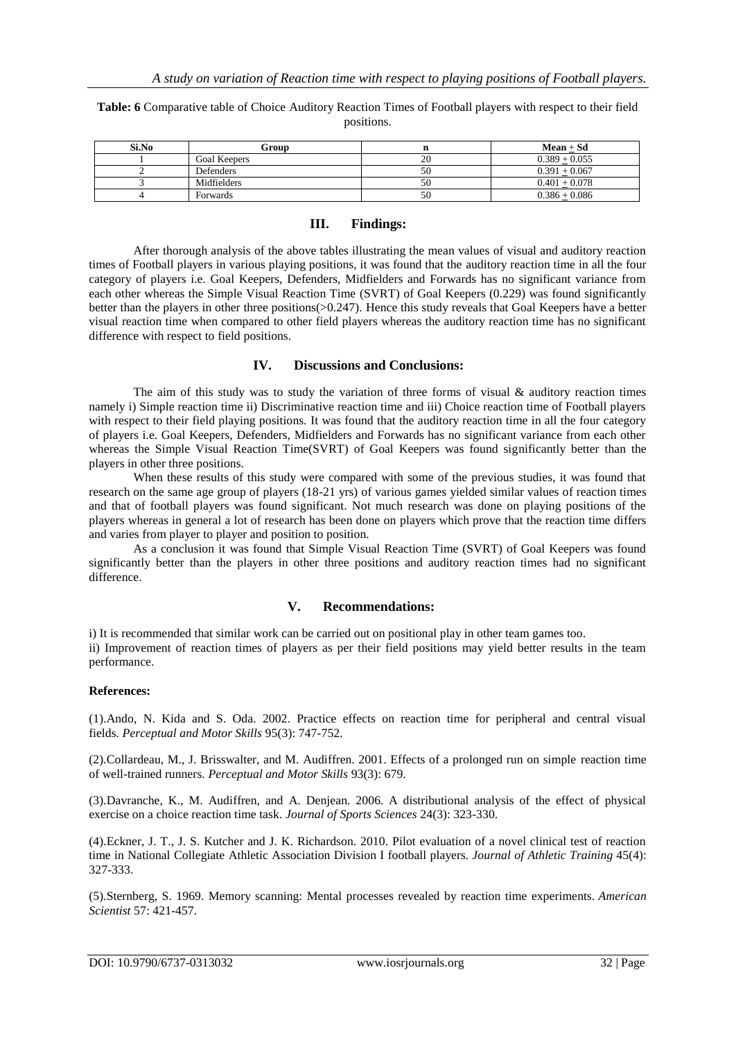**Table: 6** Comparative table of Choice Auditory Reaction Times of Football players with respect to their field positions.

| Si.No | Group | n | Mean + Sd |
|---|---|---|---|
| 1 | Goal Keepers | 20 | 0.389 + 0.055 |
| 2 | Defenders | 50 | 0.391 + 0.067 |
| 3 | Midfielders | 50 | 0.401 + 0.078 |
| 4 | Forwards | 50 | 0.386 + 0.086 |

## III. Findings:

After thorough analysis of the above tables illustrating the mean values of visual and auditory reaction times of Football players in various playing positions, it was found that the auditory reaction time in all the four category of players i.e. Goal Keepers, Defenders, Midfielders and Forwards has no significant variance from each other whereas the Simple Visual Reaction Time (SVRT) of Goal Keepers (0.229) was found significantly better than the players in other three positions(>0.247). Hence this study reveals that Goal Keepers have a better visual reaction time when compared to other field players whereas the auditory reaction time has no significant difference with respect to field positions.

## IV. Discussions and Conclusions:

The aim of this study was to study the variation of three forms of visual & auditory reaction times namely i) Simple reaction time ii) Discriminative reaction time and iii) Choice reaction time of Football players with respect to their field playing positions. It was found that the auditory reaction time in all the four category of players i.e. Goal Keepers, Defenders, Midfielders and Forwards has no significant variance from each other whereas the Simple Visual Reaction Time(SVRT) of Goal Keepers was found significantly better than the players in other three positions.

When these results of this study were compared with some of the previous studies, it was found that research on the same age group of players (18-21 yrs) of various games yielded similar values of reaction times and that of football players was found significant. Not much research was done on playing positions of the players whereas in general a lot of research has been done on players which prove that the reaction time differs and varies from player to player and position to position.

As a conclusion it was found that Simple Visual Reaction Time (SVRT) of Goal Keepers was found significantly better than the players in other three positions and auditory reaction times had no significant difference.

## V. Recommendations:

i) It is recommended that similar work can be carried out on positional play in other team games too.
ii) Improvement of reaction times of players as per their field positions may yield better results in the team performance.

**References:**

(1).Ando, N. Kida and S. Oda. 2002. Practice effects on reaction time for peripheral and central visual fields. *Perceptual and Motor Skills* 95(3): 747-752.

(2).Collardeau, M., J. Brisswalter, and M. Audiffren. 2001. Effects of a prolonged run on simple reaction time of well-trained runners. *Perceptual and Motor Skills* 93(3): 679.

(3).Davranche, K., M. Audiffren, and A. Denjean. 2006. A distributional analysis of the effect of physical exercise on a choice reaction time task. *Journal of Sports Sciences* 24(3): 323-330.

(4).Eckner, J. T., J. S. Kutcher and J. K. Richardson. 2010. Pilot evaluation of a novel clinical test of reaction time in National Collegiate Athletic Association Division I football players. *Journal of Athletic Training* 45(4): 327-333.

(5).Sternberg, S. 1969. Memory scanning: Mental processes revealed by reaction time experiments. *American Scientist* 57: 421-457.